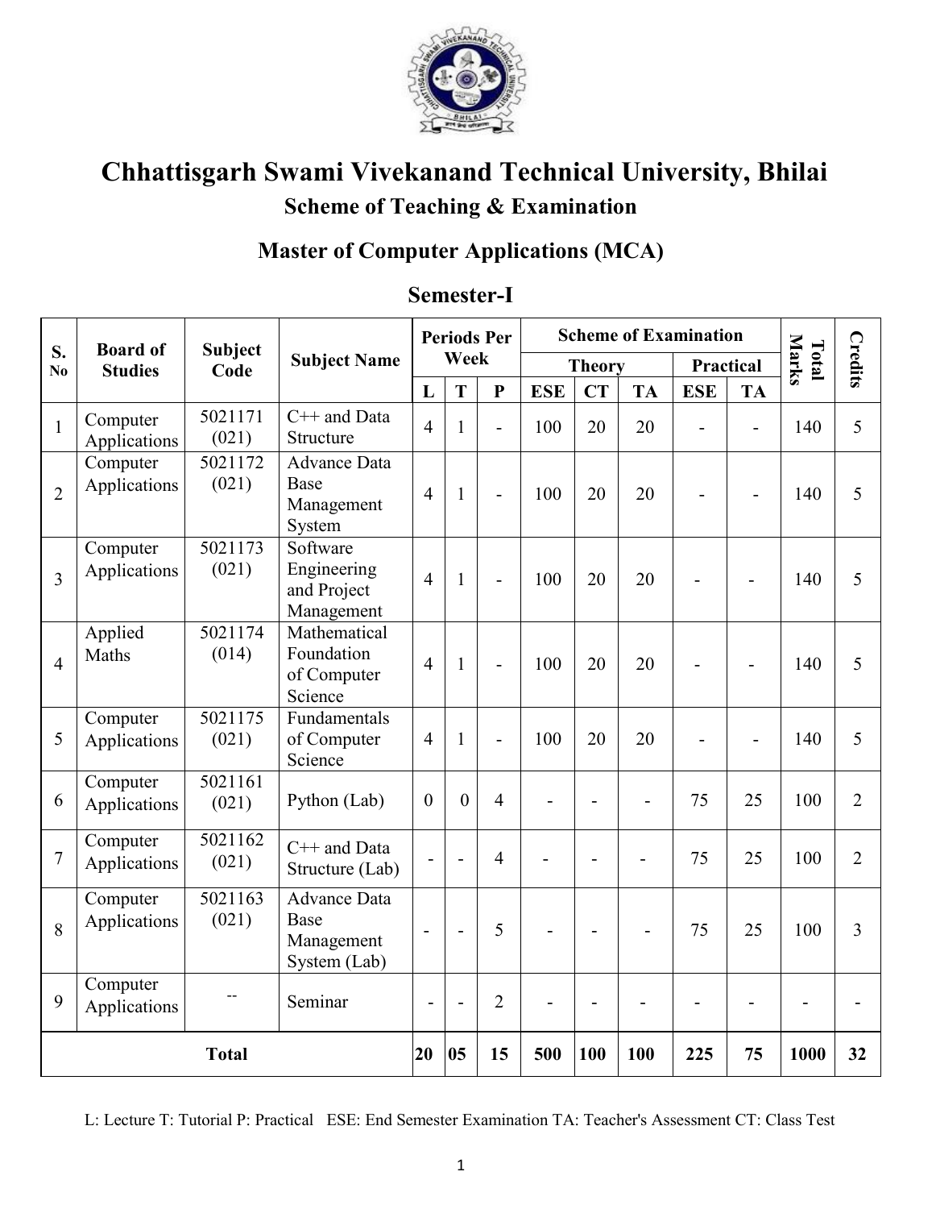# Chhattisgarh Swami Vivekanand Technical University, Bhilai

## Scheme of Teaching & Examination

## Master of Computer Applications (MCA)

## Semester-I

| S. No | Board of Studies | Subject Code | Subject Name | Periods Per Week | | | Scheme of Examination | | | | | Total Marks | Credits |
|---|---|---|---|---|---|---|---|---|---|---|---|---|---|
| | | | | | | | Theory | | | Practical | | | |
| | | | | L | T | P | ESE | CT | TA | ESE | TA | | |
| 1 | Computer Applications | 5021171 (021) | C++ and Data Structure | 4 | 1 | - | 100 | 20 | 20 | - | - | 140 | 5 |
| 2 | Computer Applications | 5021172 (021) | Advance Data Base Management System | 4 | 1 | - | 100 | 20 | 20 | - | - | 140 | 5 |
| 3 | Computer Applications | 5021173 (021) | Software Engineering and Project Management | 4 | 1 | - | 100 | 20 | 20 | - | - | 140 | 5 |
| 4 | Applied Maths | 5021174 (014) | Mathematical Foundation of Computer Science | 4 | 1 | - | 100 | 20 | 20 | - | - | 140 | 5 |
| 5 | Computer Applications | 5021175 (021) | Fundamentals of Computer Science | 4 | 1 | - | 100 | 20 | 20 | - | - | 140 | 5 |
| 6 | Computer Applications | 5021161 (021) | Python (Lab) | 0 | 0 | 4 | - | - | - | 75 | 25 | 100 | 2 |
| 7 | Computer Applications | 5021162 (021) | C++ and Data Structure (Lab) | - | - | 4 | - | - | - | 75 | 25 | 100 | 2 |
| 8 | Computer Applications | 5021163 (021) | Advance Data Base Management System (Lab) | - | - | 5 | - | - | - | 75 | 25 | 100 | 3 |
| 9 | Computer Applications | -- | Seminar | - | - | 2 | - | - | - | - | - | - | - |
| **Total** | | | | **20** | **05** | **15** | **500** | **100** | **100** | **225** | **75** | **1000** | **32** |

L: Lecture T: Tutorial P: Practical ESE: End Semester Examination TA: Teacher's Assessment CT: Class Test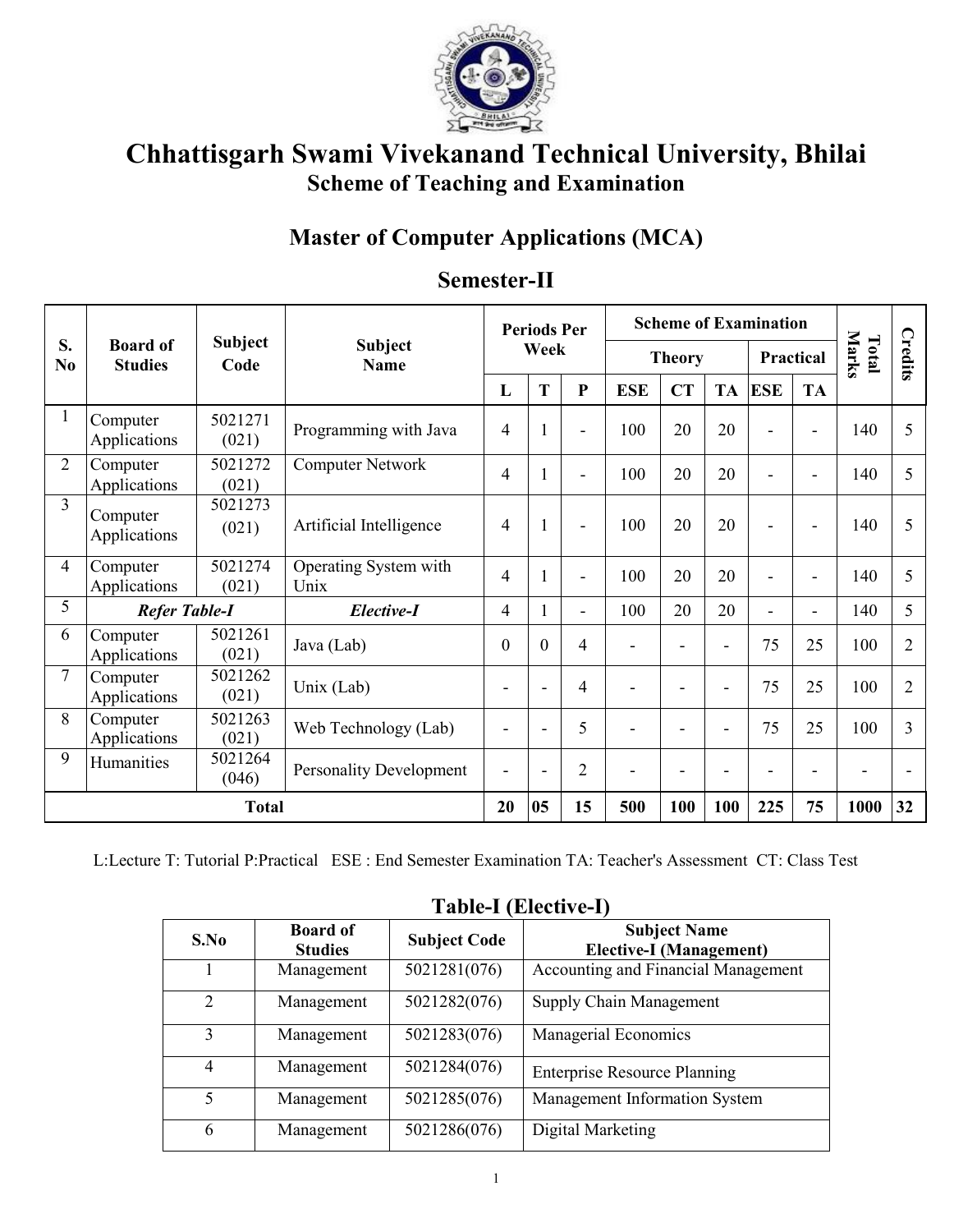# Chhattisgarh Swami Vivekanand Technical University, Bhilai

## Scheme of Teaching and Examination

## Master of Computer Applications (MCA)

## Semester-II

| S. No | Board of Studies | Subject Code | Subject Name | Periods Per Week | | | Scheme of Examination | | | | | Total Marks | Credits |
|---|---|---|---|---|---|---|---|---|---|---|---|---|---|
| | | | | | | | Theory | | | Practical | | | |
| | | | | L | T | P | ESE | CT | TA | ESE | TA | | |
| 1 | Computer Applications | 5021271 (021) | Programming with Java | 4 | 1 | - | 100 | 20 | 20 | - | - | 140 | 5 |
| 2 | Computer Applications | 5021272 (021) | Computer Network | 4 | 1 | - | 100 | 20 | 20 | - | - | 140 | 5 |
| 3 | Computer Applications | 5021273 (021) | Artificial Intelligence | 4 | 1 | - | 100 | 20 | 20 | - | - | 140 | 5 |
| 4 | Computer Applications | 5021274 (021) | Operating System with Unix | 4 | 1 | - | 100 | 20 | 20 | - | - | 140 | 5 |
| 5 | ***Refer Table-I*** | | ***Elective-I*** | 4 | 1 | - | 100 | 20 | 20 | - | - | 140 | 5 |
| 6 | Computer Applications | 5021261 (021) | Java (Lab) | 0 | 0 | 4 | - | - | - | 75 | 25 | 100 | 2 |
| 7 | Computer Applications | 5021262 (021) | Unix (Lab) | - | - | 4 | - | - | - | 75 | 25 | 100 | 2 |
| 8 | Computer Applications | 5021263 (021) | Web Technology (Lab) | - | - | 5 | - | - | - | 75 | 25 | 100 | 3 |
| 9 | Humanities | 5021264 (046) | Personality Development | - | - | 2 | - | - | - | - | - | - | - |
| **Total** | | | | **20** | **05** | **15** | **500** | **100** | **100** | **225** | **75** | **1000** | **32** |

L:Lecture T: Tutorial P:Practical ESE : End Semester Examination TA: Teacher's Assessment CT: Class Test

### Table-I (Elective-I)

| S.No | Board of Studies | Subject Code | Subject Name Elective-I (Management) |
|---|---|---|---|
| 1 | Management | 5021281(076) | Accounting and Financial Management |
| 2 | Management | 5021282(076) | Supply Chain Management |
| 3 | Management | 5021283(076) | Managerial Economics |
| 4 | Management | 5021284(076) | Enterprise Resource Planning |
| 5 | Management | 5021285(076) | Management Information System |
| 6 | Management | 5021286(076) | Digital Marketing |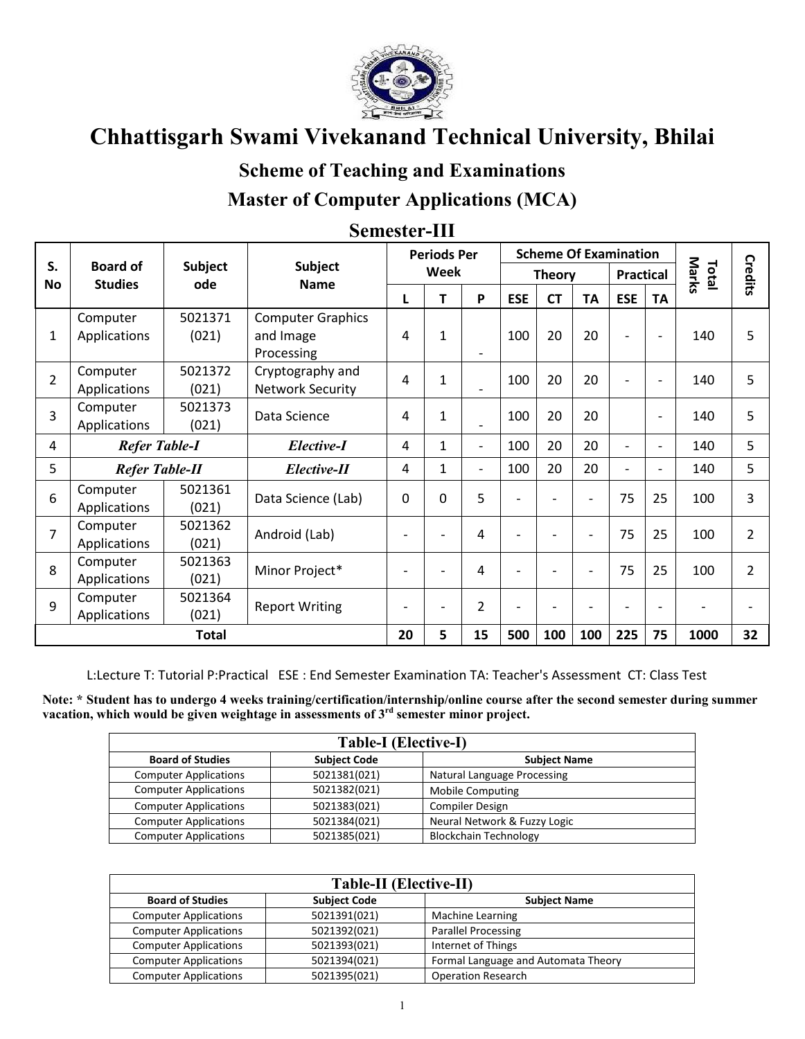# Chhattisgarh Swami Vivekanand Technical University, Bhilai

## Scheme of Teaching and Examinations

## Master of Computer Applications (MCA)

## Semester-III

| S. No | Board of Studies | Subject ode | Subject Name | Periods Per Week | | | Scheme Of Examination | | | | | Total Marks | Credits |
|---|---|---|---|---|---|---|---|---|---|---|---|---|---|
| | | | | | | | Theory | | | Practical | | | |
| | | | | L | T | P | ESE | CT | TA | ESE | TA | | |
| 1 | Computer Applications | 5021371 (021) | Computer Graphics and Image Processing | 4 | 1 | - | 100 | 20 | 20 | - | - | 140 | 5 |
| 2 | Computer Applications | 5021372 (021) | Cryptography and Network Security | 4 | 1 | - | 100 | 20 | 20 | - | - | 140 | 5 |
| 3 | Computer Applications | 5021373 (021) | Data Science | 4 | 1 | - | 100 | 20 | 20 | | - | 140 | 5 |
| 4 | ***Refer Table-I*** | | ***Elective-I*** | 4 | 1 | - | 100 | 20 | 20 | - | - | 140 | 5 |
| 5 | ***Refer Table-II*** | | ***Elective-II*** | 4 | 1 | - | 100 | 20 | 20 | - | - | 140 | 5 |
| 6 | Computer Applications | 5021361 (021) | Data Science (Lab) | 0 | 0 | 5 | - | - | - | 75 | 25 | 100 | 3 |
| 7 | Computer Applications | 5021362 (021) | Android (Lab) | - | - | 4 | - | - | - | 75 | 25 | 100 | 2 |
| 8 | Computer Applications | 5021363 (021) | Minor Project* | - | - | 4 | - | - | - | 75 | 25 | 100 | 2 |
| 9 | Computer Applications | 5021364 (021) | Report Writing | - | - | 2 | - | - | - | - | - | - | - |
| **Total** | | | | **20** | **5** | **15** | **500** | **100** | **100** | **225** | **75** | **1000** | **32** |

L:Lecture T: Tutorial P:Practical ESE : End Semester Examination TA: Teacher's Assessment CT: Class Test

**Note: * Student has to undergo 4 weeks training/certification/internship/online course after the second semester during summer vacation, which would be given weightage in assessments of 3rd semester minor project.**

**Table-I (Elective-I)**

| Board of Studies | Subject Code | Subject Name |
|---|---|---|
| Computer Applications | 5021381(021) | Natural Language Processing |
| Computer Applications | 5021382(021) | Mobile Computing |
| Computer Applications | 5021383(021) | Compiler Design |
| Computer Applications | 5021384(021) | Neural Network & Fuzzy Logic |
| Computer Applications | 5021385(021) | Blockchain Technology |

**Table-II (Elective-II)**

| Board of Studies | Subject Code | Subject Name |
|---|---|---|
| Computer Applications | 5021391(021) | Machine Learning |
| Computer Applications | 5021392(021) | Parallel Processing |
| Computer Applications | 5021393(021) | Internet of Things |
| Computer Applications | 5021394(021) | Formal Language and Automata Theory |
| Computer Applications | 5021395(021) | Operation Research |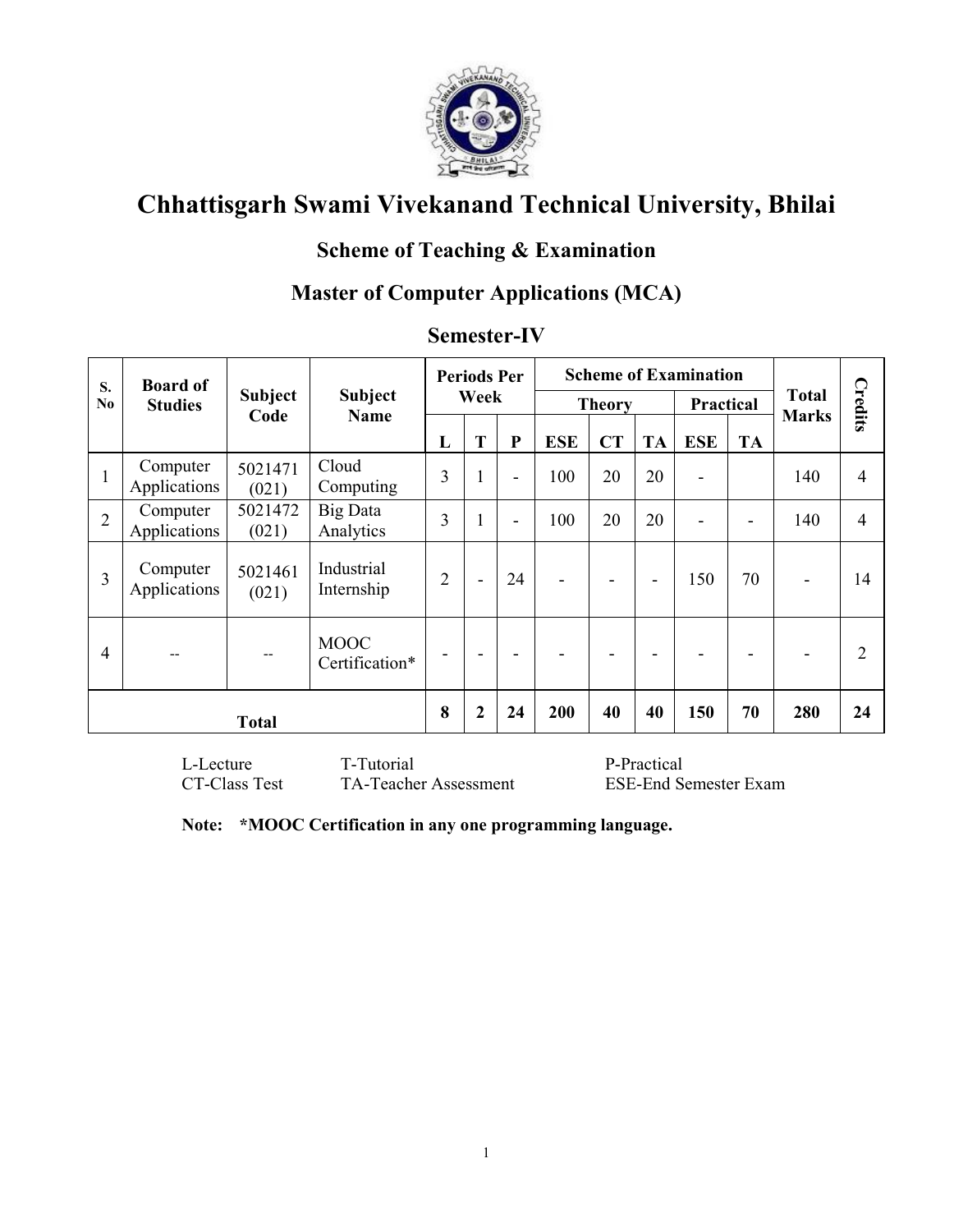# Chhattisgarh Swami Vivekanand Technical University, Bhilai

## Scheme of Teaching & Examination

## Master of Computer Applications (MCA)

## Semester-IV

| S. No | Board of Studies | Subject Code | Subject Name | Periods Per Week | | | Scheme of Examination | | | | | Total Marks | Credits |
|---|---|---|---|---|---|---|---|---|---|---|---|---|---|
| | | | | | | | Theory | | | Practical | | | |
| | | | | L | T | P | ESE | CT | TA | ESE | TA | | |
| 1 | Computer Applications | 5021471 (021) | Cloud Computing | 3 | 1 | - | 100 | 20 | 20 | - | | 140 | 4 |
| 2 | Computer Applications | 5021472 (021) | Big Data Analytics | 3 | 1 | - | 100 | 20 | 20 | - | - | 140 | 4 |
| 3 | Computer Applications | 5021461 (021) | Industrial Internship | 2 | - | 24 | - | - | - | 150 | 70 | - | 14 |
| 4 | -- | -- | MOOC Certification* | - | - | - | - | - | - | - | - | - | 2 |
| **Total** | | | | **8** | **2** | **24** | **200** | **40** | **40** | **150** | **70** | **280** | **24** |

L-Lecture T-Tutorial P-Practical
CT-Class Test TA-Teacher Assessment ESE-End Semester Exam

**Note: *MOOC Certification in any one programming language.**